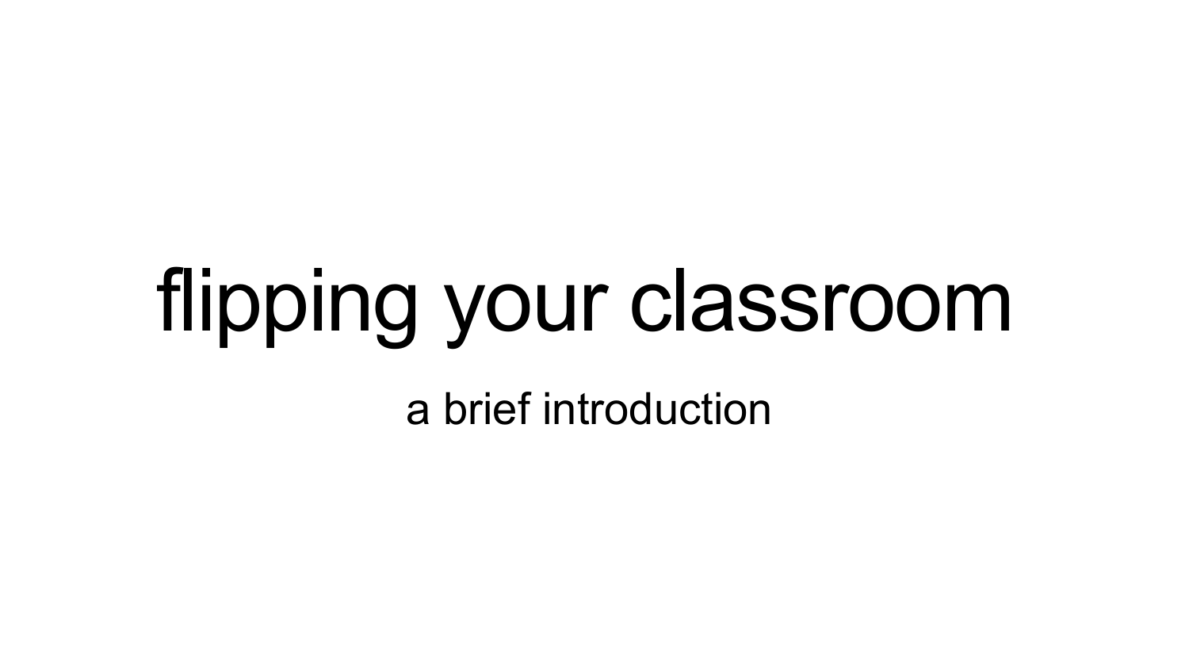# flipping your classroom

a brief introduction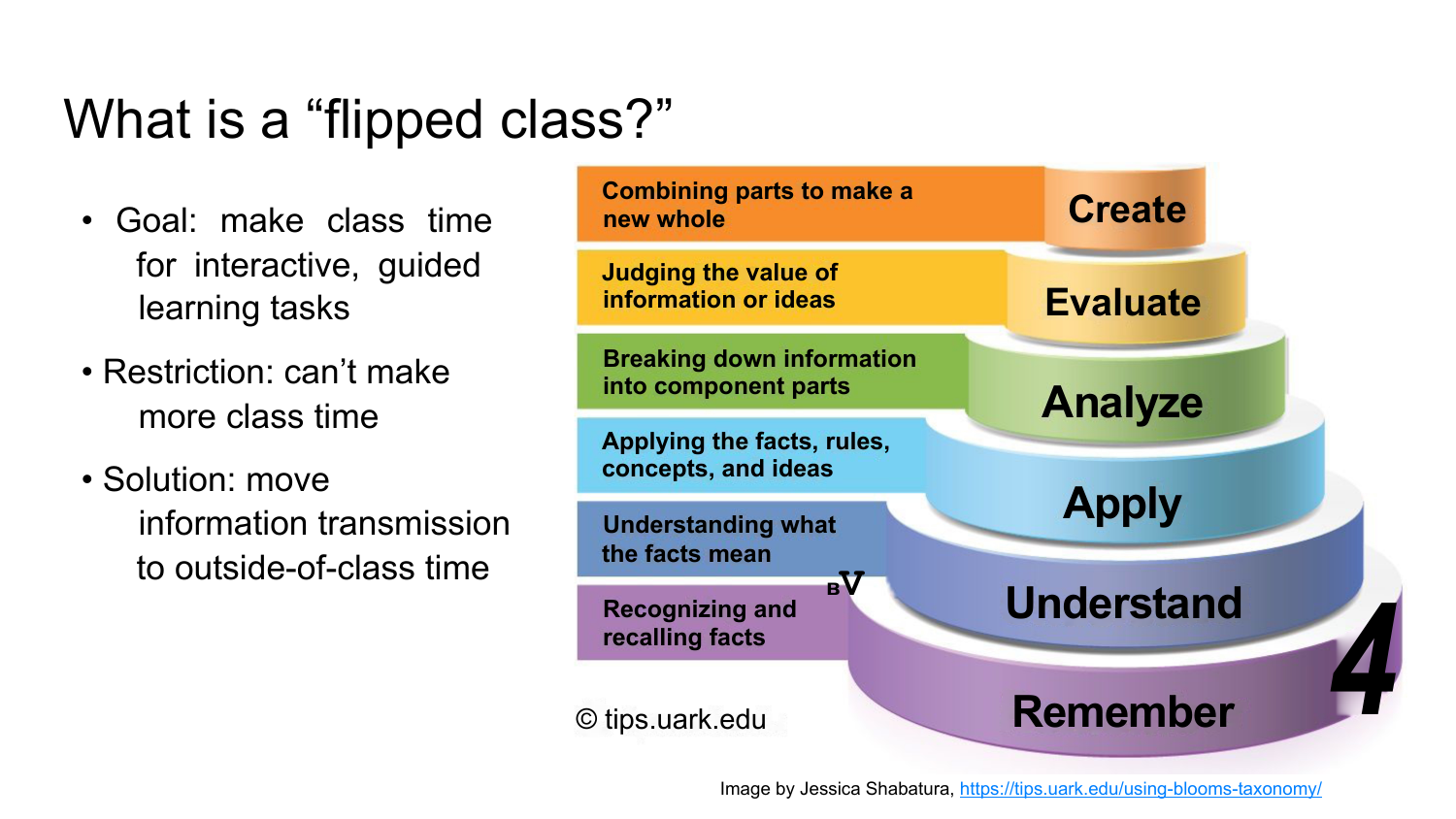# What is a “flipped class?”

- Goal: make class time for interactive, guided learning tasks
- Restriction: can’t make more class time
- Solution: move information transmission to outside-of-class time

| Description | Level |
| --- | --- |
| Combining parts to make a new whole | Create |
| Judging the value of information or ideas | Evaluate |
| Breaking down information into component parts | Analyze |
| Applying the facts, rules, concepts, and ideas | Apply |
| Understanding what the facts mean | Understand |
| Recognizing and recalling facts | Remember |

© tips.uark.edu

Image by Jessica Shabatura, https://tips.uark.edu/using-blooms-taxonomy/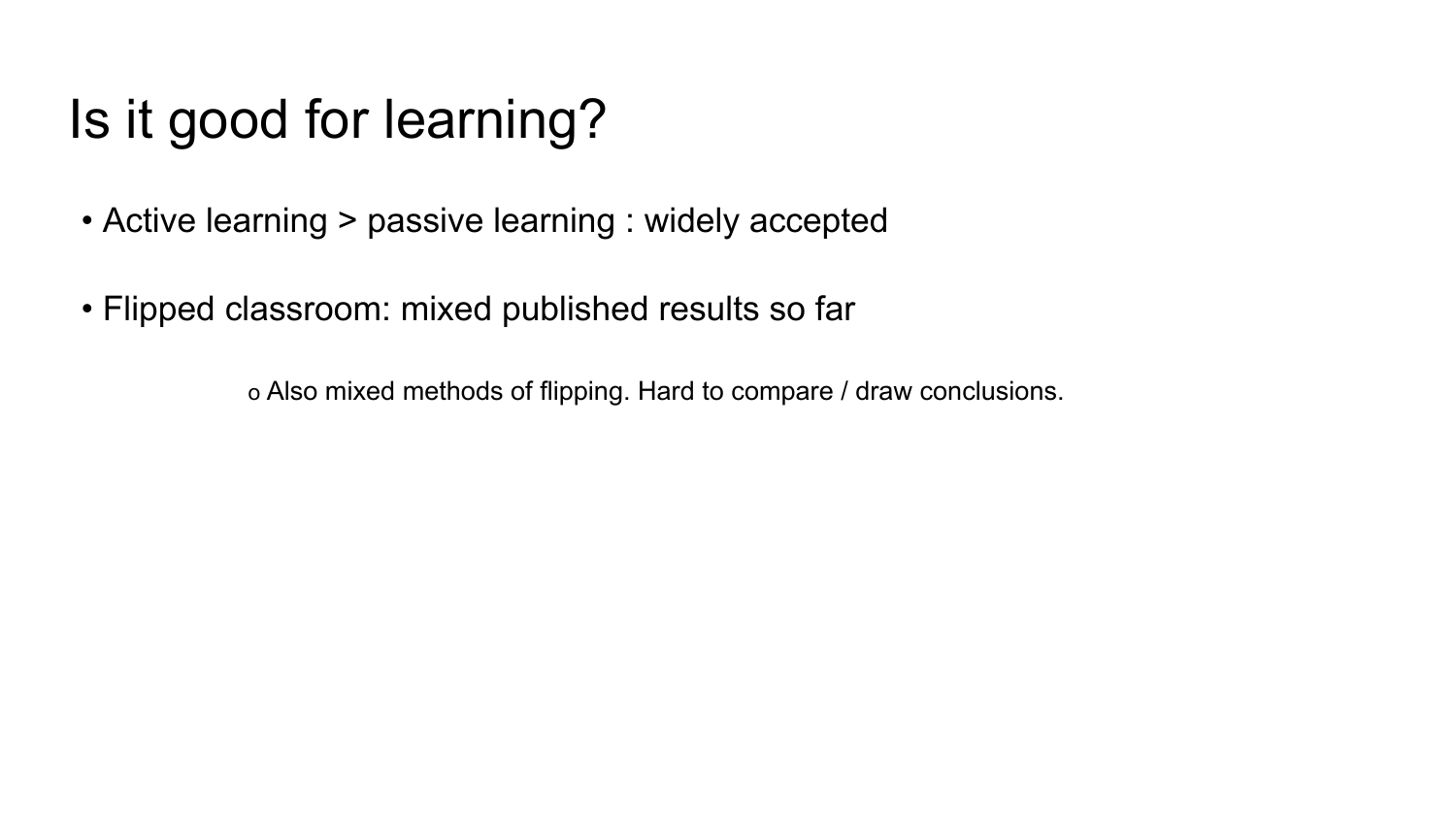# Is it good for learning?

- Active learning > passive learning : widely accepted

- Flipped classroom: mixed published results so far

    - Also mixed methods of flipping. Hard to compare / draw conclusions.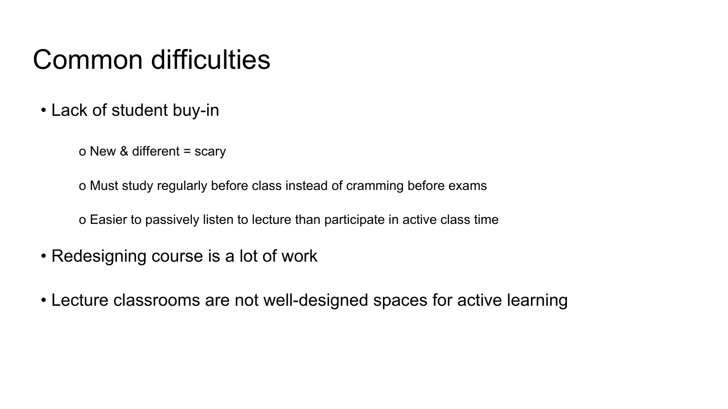# Common difficulties

- Lack of student buy-in
  - New & different = scary
  - Must study regularly before class instead of cramming before exams
  - Easier to passively listen to lecture than participate in active class time
- Redesigning course is a lot of work
- Lecture classrooms are not well-designed spaces for active learning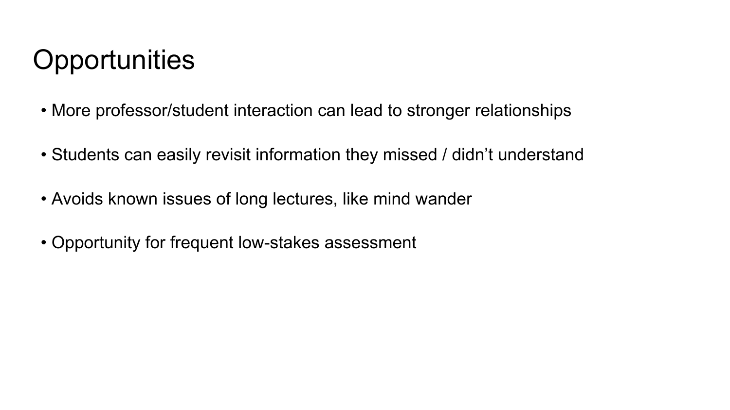# Opportunities

- More professor/student interaction can lead to stronger relationships
- Students can easily revisit information they missed / didn’t understand
- Avoids known issues of long lectures, like mind wander
- Opportunity for frequent low-stakes assessment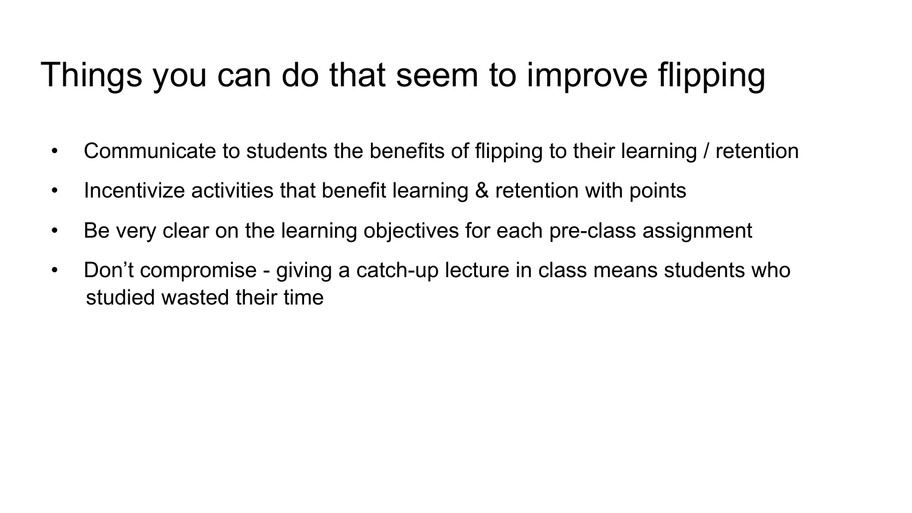# Things you can do that seem to improve flipping

- Communicate to students the benefits of flipping to their learning / retention
- Incentivize activities that benefit learning & retention with points
- Be very clear on the learning objectives for each pre-class assignment
- Don’t compromise - giving a catch-up lecture in class means students who studied wasted their time